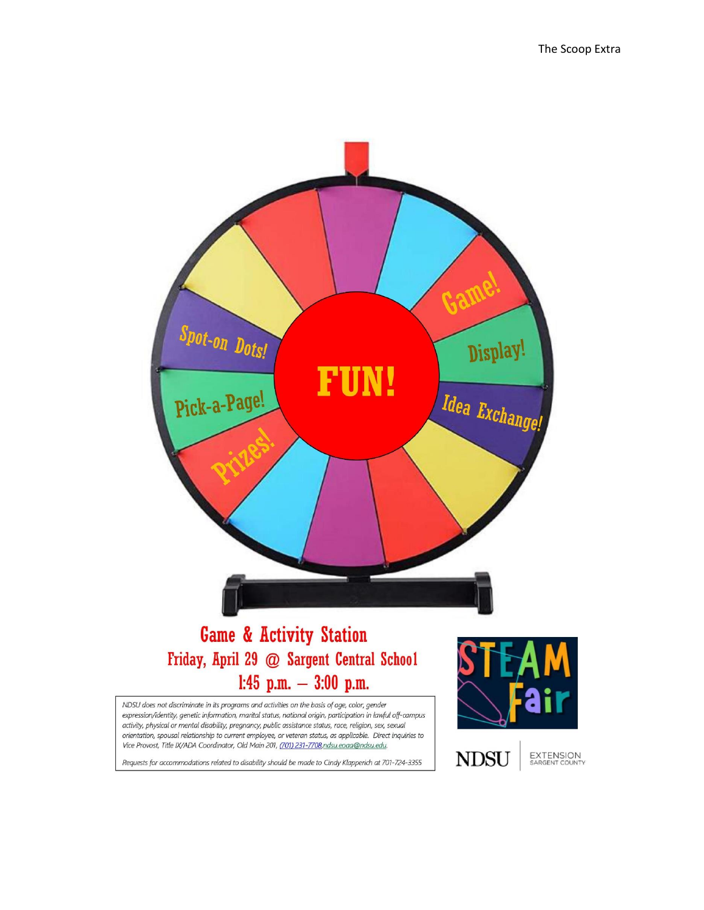Spot-on Dots!

Pick-a-Page!

Prizes!

FUN!

Game!

Display!

Idea Exchange!

## Game & Activity Station

### Friday, April 29 @ Sargent Central School

### 1:45 p.m. – 3:00 p.m.

*NDSU does not discriminate in its programs and activities on the basis of age, color, gender expression/identity, genetic information, marital status, national origin, participation in lawful off-campus activity, physical or mental disability, pregnancy, public assistance status, race, religion, sex, sexual orientation, spousal relationship to current employee, or veteran status, as applicable. Direct inquiries to Vice Provost, Title IX/ADA Coordinator, Old Main 201, (701) 231-7708, ndsu.eoaa@ndsu.edu.*

*Requests for accommodations related to disability should be made to Cindy Klapperich at 701-724-3355*

STEAM Fair

NDSU | EXTENSION SARGENT COUNTY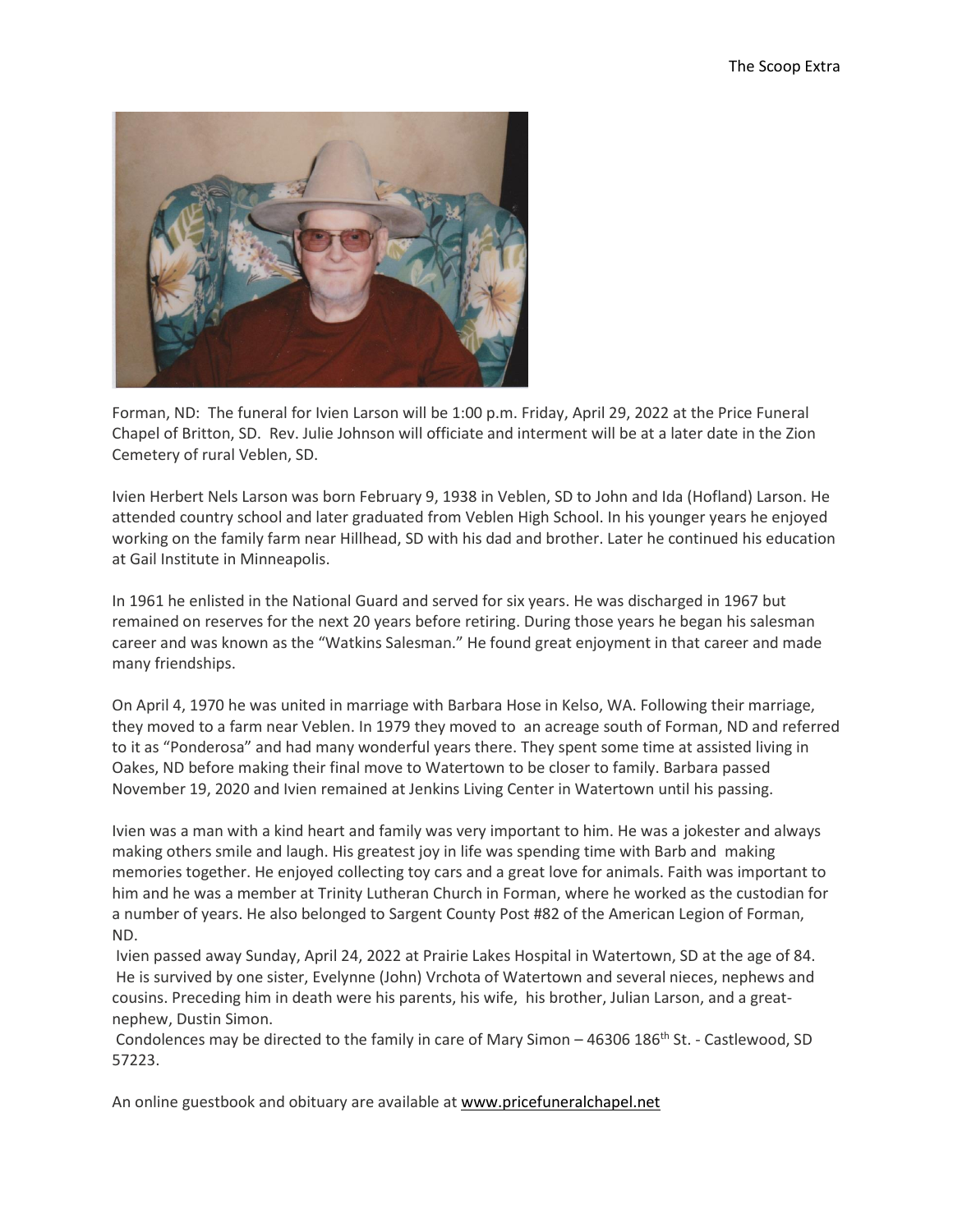Forman, ND: The funeral for Ivien Larson will be 1:00 p.m. Friday, April 29, 2022 at the Price Funeral Chapel of Britton, SD. Rev. Julie Johnson will officiate and interment will be at a later date in the Zion Cemetery of rural Veblen, SD.

Ivien Herbert Nels Larson was born February 9, 1938 in Veblen, SD to John and Ida (Hofland) Larson. He attended country school and later graduated from Veblen High School. In his younger years he enjoyed working on the family farm near Hillhead, SD with his dad and brother. Later he continued his education at Gail Institute in Minneapolis.

In 1961 he enlisted in the National Guard and served for six years. He was discharged in 1967 but remained on reserves for the next 20 years before retiring. During those years he began his salesman career and was known as the "Watkins Salesman." He found great enjoyment in that career and made many friendships.

On April 4, 1970 he was united in marriage with Barbara Hose in Kelso, WA. Following their marriage, they moved to a farm near Veblen. In 1979 they moved to an acreage south of Forman, ND and referred to it as "Ponderosa" and had many wonderful years there. They spent some time at assisted living in Oakes, ND before making their final move to Watertown to be closer to family. Barbara passed November 19, 2020 and Ivien remained at Jenkins Living Center in Watertown until his passing.

Ivien was a man with a kind heart and family was very important to him. He was a jokester and always making others smile and laugh. His greatest joy in life was spending time with Barb and making memories together. He enjoyed collecting toy cars and a great love for animals. Faith was important to him and he was a member at Trinity Lutheran Church in Forman, where he worked as the custodian for a number of years. He also belonged to Sargent County Post #82 of the American Legion of Forman, ND.

Ivien passed away Sunday, April 24, 2022 at Prairie Lakes Hospital in Watertown, SD at the age of 84. He is survived by one sister, Evelynne (John) Vrchota of Watertown and several nieces, nephews and cousins. Preceding him in death were his parents, his wife, his brother, Julian Larson, and a great-nephew, Dustin Simon.

Condolences may be directed to the family in care of Mary Simon – 46306 186th St. - Castlewood, SD 57223.

An online guestbook and obituary are available at www.pricefuneralchapel.net